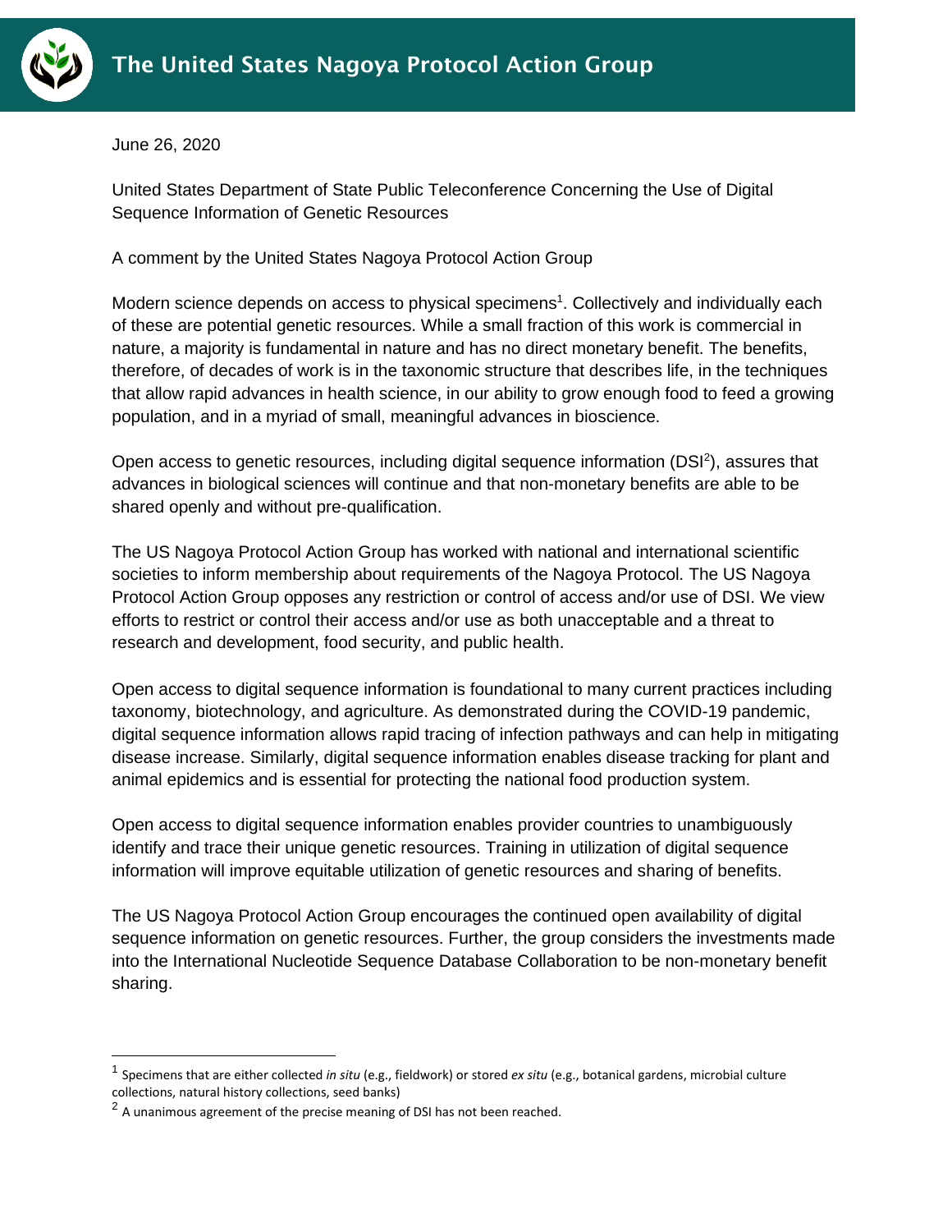# The United States Nagoya Protocol Action Group

June 26, 2020

United States Department of State Public Teleconference Concerning the Use of Digital Sequence Information of Genetic Resources

A comment by the United States Nagoya Protocol Action Group

Modern science depends on access to physical specimens[1]. Collectively and individually each of these are potential genetic resources. While a small fraction of this work is commercial in nature, a majority is fundamental in nature and has no direct monetary benefit. The benefits, therefore, of decades of work is in the taxonomic structure that describes life, in the techniques that allow rapid advances in health science, in our ability to grow enough food to feed a growing population, and in a myriad of small, meaningful advances in bioscience.

Open access to genetic resources, including digital sequence information (DSI[2]), assures that advances in biological sciences will continue and that non-monetary benefits are able to be shared openly and without pre-qualification.

The US Nagoya Protocol Action Group has worked with national and international scientific societies to inform membership about requirements of the Nagoya Protocol. The US Nagoya Protocol Action Group opposes any restriction or control of access and/or use of DSI. We view efforts to restrict or control their access and/or use as both unacceptable and a threat to research and development, food security, and public health.

Open access to digital sequence information is foundational to many current practices including taxonomy, biotechnology, and agriculture. As demonstrated during the COVID-19 pandemic, digital sequence information allows rapid tracing of infection pathways and can help in mitigating disease increase. Similarly, digital sequence information enables disease tracking for plant and animal epidemics and is essential for protecting the national food production system.

Open access to digital sequence information enables provider countries to unambiguously identify and trace their unique genetic resources. Training in utilization of digital sequence information will improve equitable utilization of genetic resources and sharing of benefits.

The US Nagoya Protocol Action Group encourages the continued open availability of digital sequence information on genetic resources. Further, the group considers the investments made into the International Nucleotide Sequence Database Collaboration to be non-monetary benefit sharing.

---

[1] Specimens that are either collected *in situ* (e.g., fieldwork) or stored *ex situ* (e.g., botanical gardens, microbial culture collections, natural history collections, seed banks)

[2] A unanimous agreement of the precise meaning of DSI has not been reached.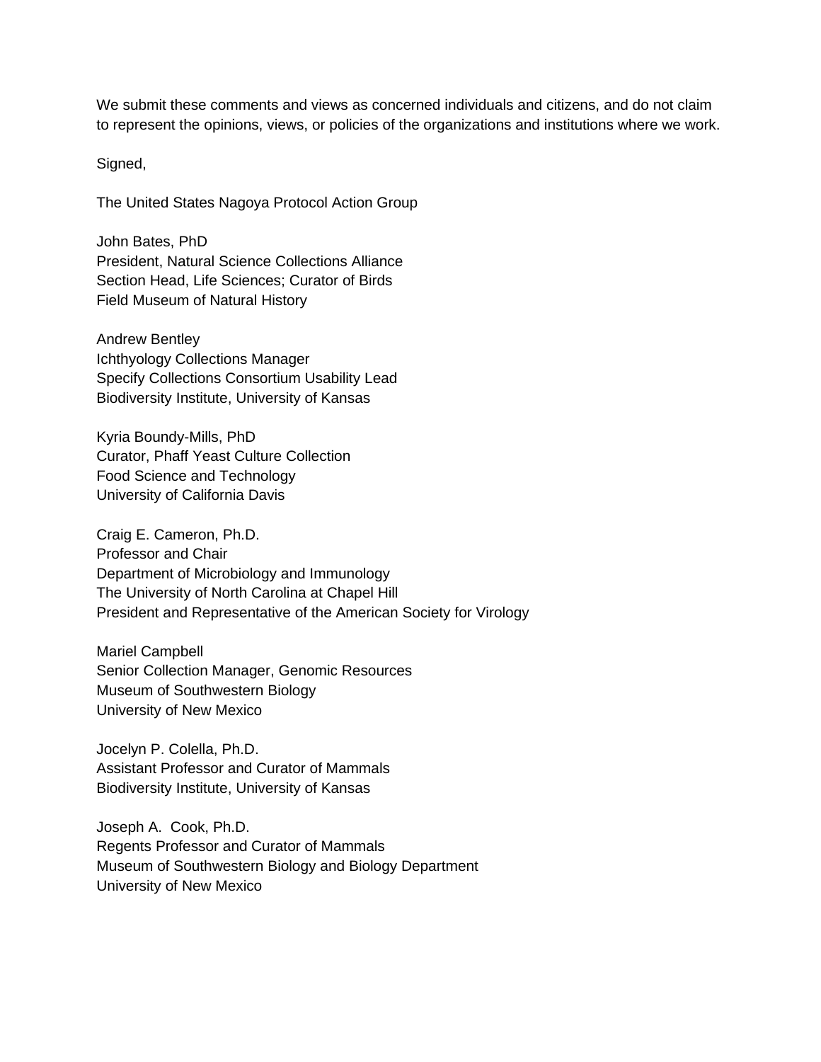We submit these comments and views as concerned individuals and citizens, and do not claim to represent the opinions, views, or policies of the organizations and institutions where we work.

Signed,

The United States Nagoya Protocol Action Group

John Bates, PhD  
President, Natural Science Collections Alliance  
Section Head, Life Sciences; Curator of Birds  
Field Museum of Natural History

Andrew Bentley  
Ichthyology Collections Manager  
Specify Collections Consortium Usability Lead  
Biodiversity Institute, University of Kansas

Kyria Boundy-Mills, PhD  
Curator, Phaff Yeast Culture Collection  
Food Science and Technology  
University of California Davis

Craig E. Cameron, Ph.D.  
Professor and Chair  
Department of Microbiology and Immunology  
The University of North Carolina at Chapel Hill  
President and Representative of the American Society for Virology

Mariel Campbell  
Senior Collection Manager, Genomic Resources  
Museum of Southwestern Biology  
University of New Mexico

Jocelyn P. Colella, Ph.D.  
Assistant Professor and Curator of Mammals  
Biodiversity Institute, University of Kansas

Joseph A. Cook, Ph.D.  
Regents Professor and Curator of Mammals  
Museum of Southwestern Biology and Biology Department  
University of New Mexico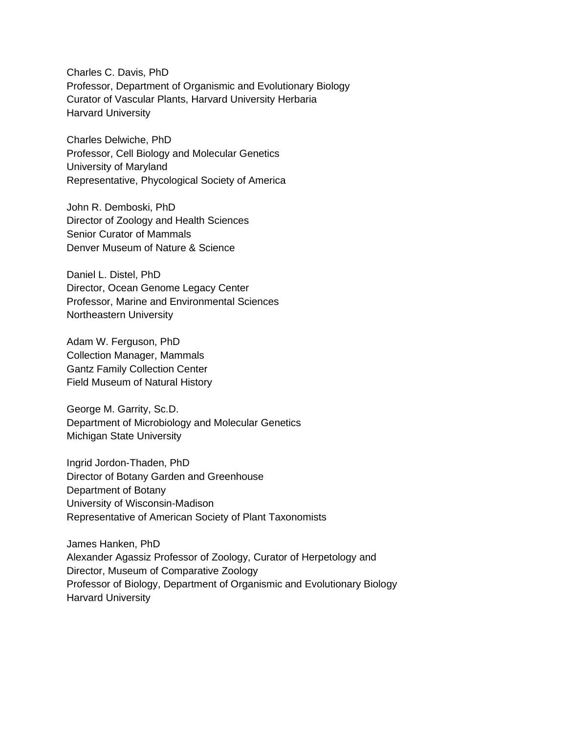Charles C. Davis, PhD  
Professor, Department of Organismic and Evolutionary Biology  
Curator of Vascular Plants, Harvard University Herbaria  
Harvard University

Charles Delwiche, PhD  
Professor, Cell Biology and Molecular Genetics  
University of Maryland  
Representative, Phycological Society of America

John R. Demboski, PhD  
Director of Zoology and Health Sciences  
Senior Curator of Mammals  
Denver Museum of Nature & Science

Daniel L. Distel, PhD  
Director, Ocean Genome Legacy Center  
Professor, Marine and Environmental Sciences  
Northeastern University

Adam W. Ferguson, PhD  
Collection Manager, Mammals  
Gantz Family Collection Center  
Field Museum of Natural History

George M. Garrity, Sc.D.  
Department of Microbiology and Molecular Genetics  
Michigan State University

Ingrid Jordon-Thaden, PhD  
Director of Botany Garden and Greenhouse  
Department of Botany  
University of Wisconsin-Madison  
Representative of American Society of Plant Taxonomists

James Hanken, PhD  
Alexander Agassiz Professor of Zoology, Curator of Herpetology and  
Director, Museum of Comparative Zoology  
Professor of Biology, Department of Organismic and Evolutionary Biology  
Harvard University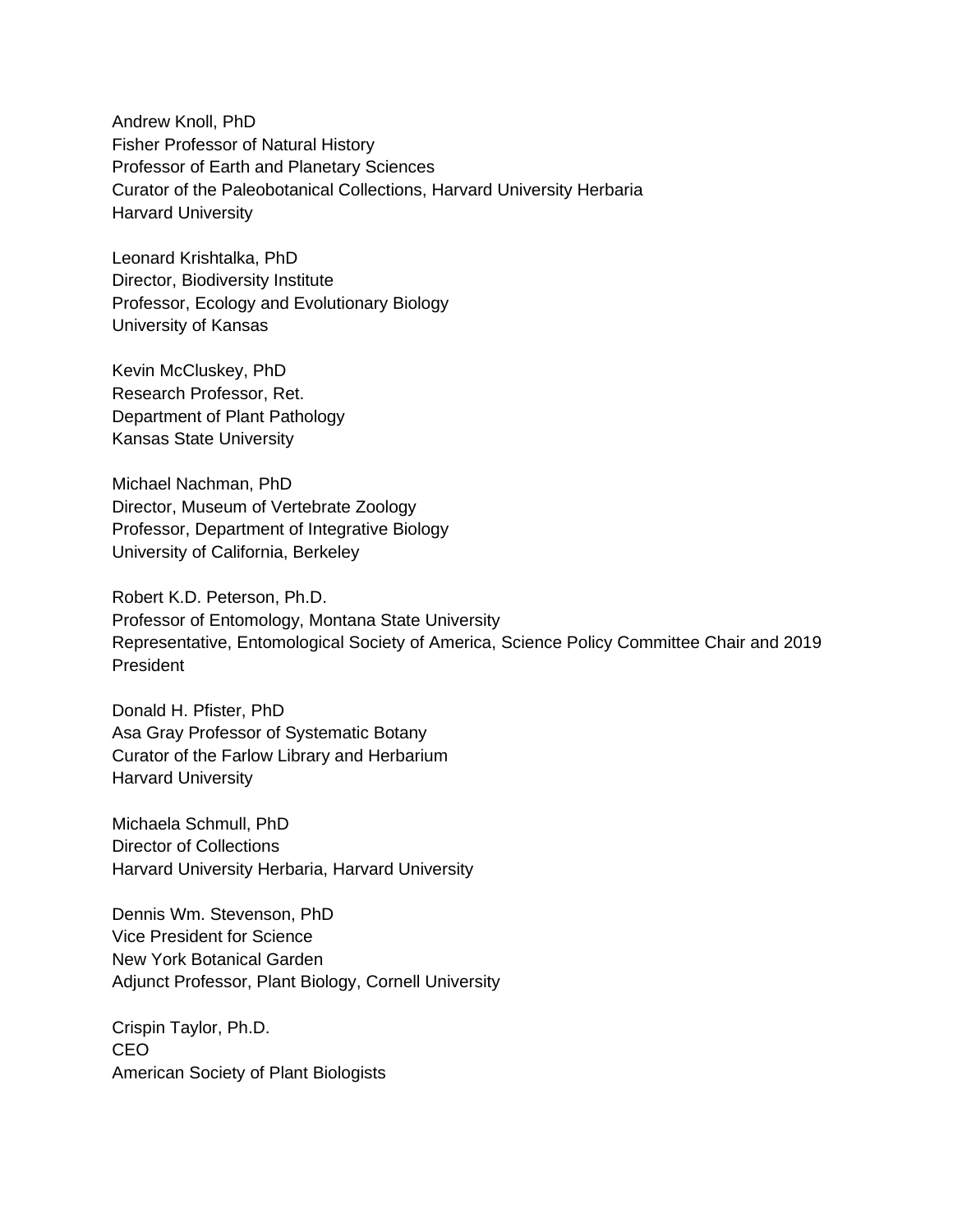Andrew Knoll, PhD
Fisher Professor of Natural History
Professor of Earth and Planetary Sciences
Curator of the Paleobotanical Collections, Harvard University Herbaria
Harvard University

Leonard Krishtalka, PhD
Director, Biodiversity Institute
Professor, Ecology and Evolutionary Biology
University of Kansas

Kevin McCluskey, PhD
Research Professor, Ret.
Department of Plant Pathology
Kansas State University

Michael Nachman, PhD
Director, Museum of Vertebrate Zoology
Professor, Department of Integrative Biology
University of California, Berkeley

Robert K.D. Peterson, Ph.D.
Professor of Entomology, Montana State University
Representative, Entomological Society of America, Science Policy Committee Chair and 2019 President

Donald H. Pfister, PhD
Asa Gray Professor of Systematic Botany
Curator of the Farlow Library and Herbarium
Harvard University

Michaela Schmull, PhD
Director of Collections
Harvard University Herbaria, Harvard University

Dennis Wm. Stevenson, PhD
Vice President for Science
New York Botanical Garden
Adjunct Professor, Plant Biology, Cornell University

Crispin Taylor, Ph.D.
CEO
American Society of Plant Biologists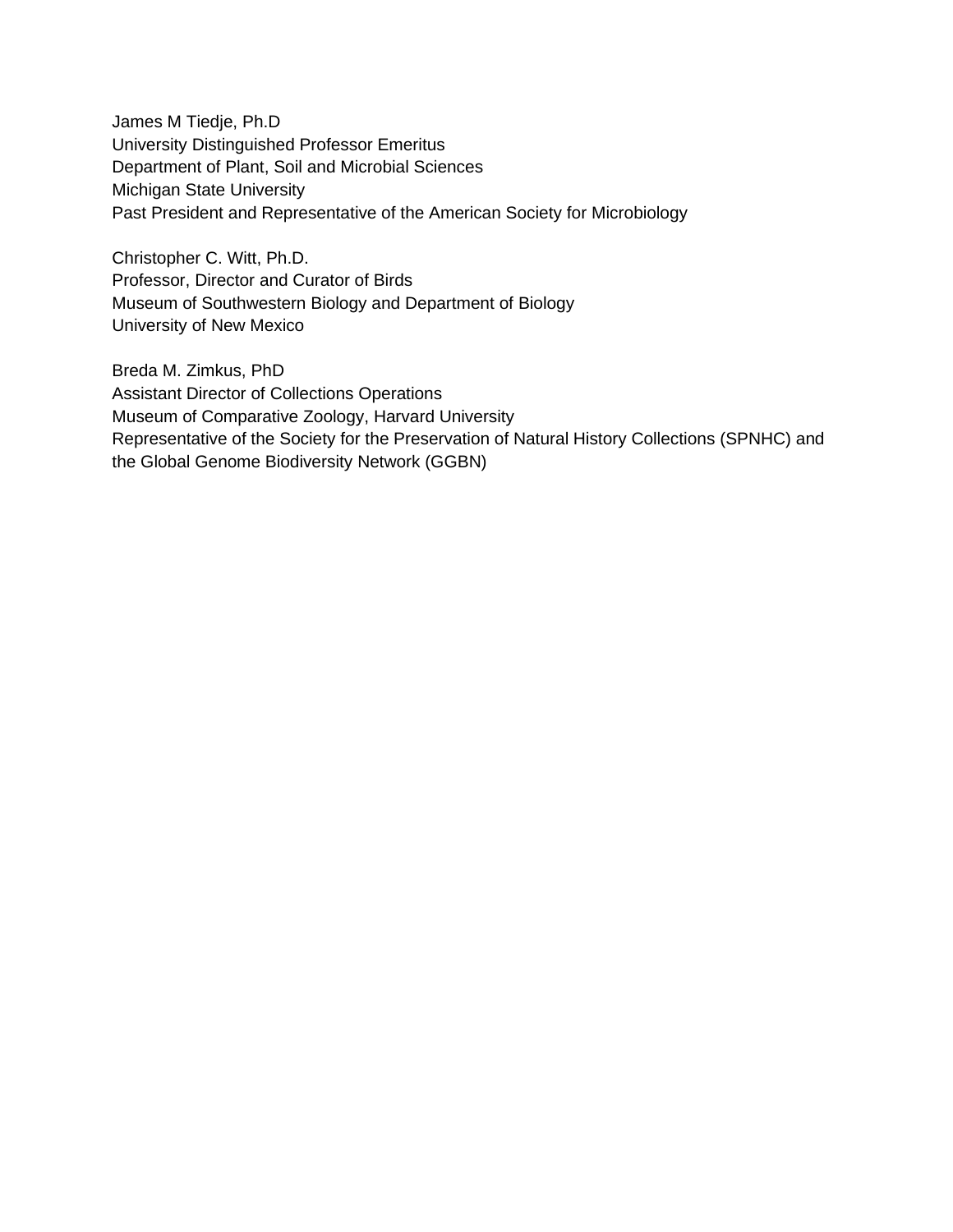James M Tiedje, Ph.D
University Distinguished Professor Emeritus
Department of Plant, Soil and Microbial Sciences
Michigan State University
Past President and Representative of the American Society for Microbiology

Christopher C. Witt, Ph.D.
Professor, Director and Curator of Birds
Museum of Southwestern Biology and Department of Biology
University of New Mexico

Breda M. Zimkus, PhD
Assistant Director of Collections Operations
Museum of Comparative Zoology, Harvard University
Representative of the Society for the Preservation of Natural History Collections (SPNHC) and the Global Genome Biodiversity Network (GGBN)